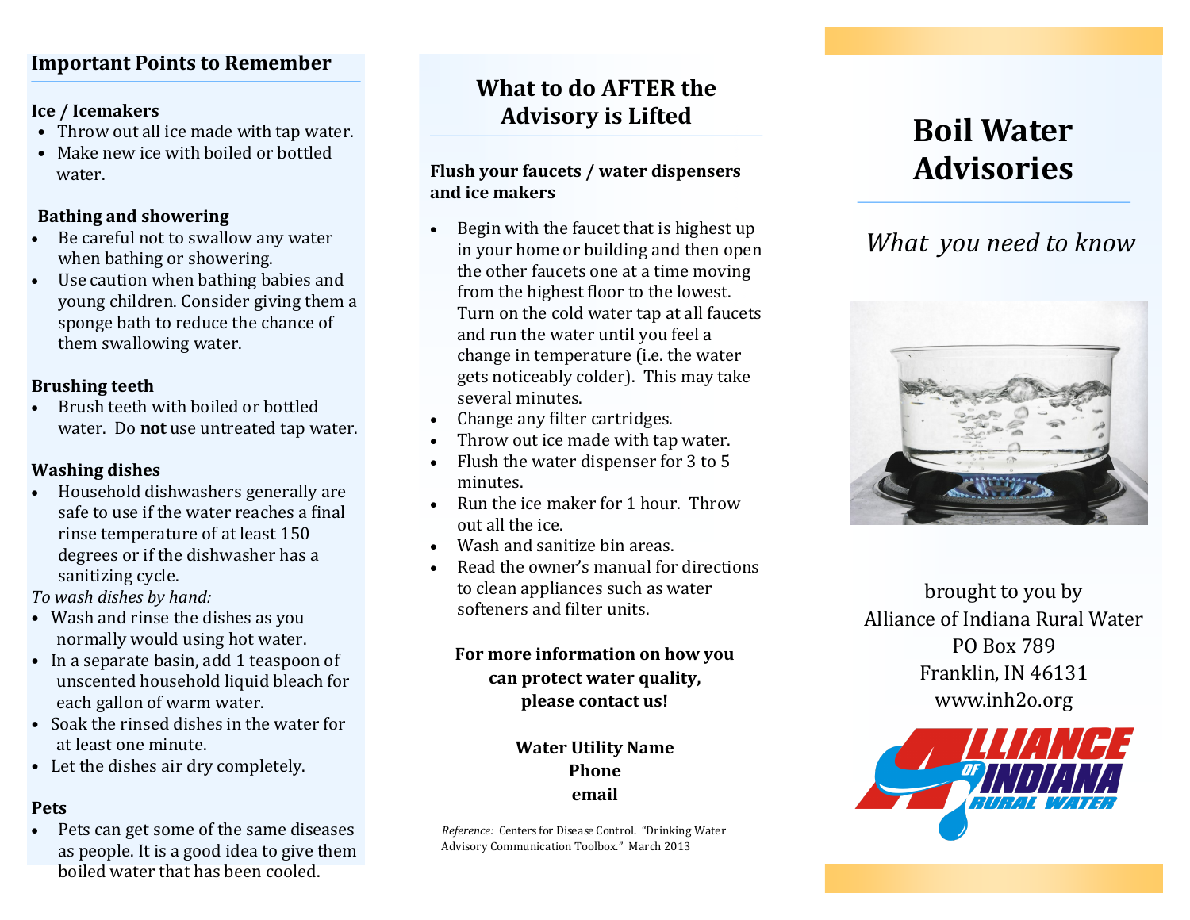## Important Points to Remember

**Ice / Icemakers**

- Throw out all ice made with tap water.
- Make new ice with boiled or bottled water.

**Bathing and showering**

- Be careful not to swallow any water when bathing or showering.
- Use caution when bathing babies and young children. Consider giving them a sponge bath to reduce the chance of them swallowing water.

**Brushing teeth**

- Brush teeth with boiled or bottled water. Do **not** use untreated tap water.

**Washing dishes**

- Household dishwashers generally are safe to use if the water reaches a final rinse temperature of at least 150 degrees or if the dishwasher has a sanitizing cycle.

*To wash dishes by hand:*

- Wash and rinse the dishes as you normally would using hot water.
- In a separate basin, add 1 teaspoon of unscented household liquid bleach for each gallon of warm water.
- Soak the rinsed dishes in the water for at least one minute.
- Let the dishes air dry completely.

**Pets**

- Pets can get some of the same diseases as people. It is a good idea to give them boiled water that has been cooled.

## What to do AFTER the Advisory is Lifted

**Flush your faucets / water dispensers and ice makers**

- Begin with the faucet that is highest up in your home or building and then open the other faucets one at a time moving from the highest floor to the lowest. Turn on the cold water tap at all faucets and run the water until you feel a change in temperature (i.e. the water gets noticeably colder). This may take several minutes.
- Change any filter cartridges.
- Throw out ice made with tap water.
- Flush the water dispenser for 3 to 5 minutes.
- Run the ice maker for 1 hour. Throw out all the ice.
- Wash and sanitize bin areas.
- Read the owner's manual for directions to clean appliances such as water softeners and filter units.

**For more information on how you can protect water quality, please contact us!**

**Water Utility Name**
**Phone**
**email**

*Reference:* Centers for Disease Control. "Drinking Water Advisory Communication Toolbox." March 2013

# Boil Water Advisories

*What you need to know*

brought to you by
Alliance of Indiana Rural Water
PO Box 789
Franklin, IN 46131
www.inh2o.org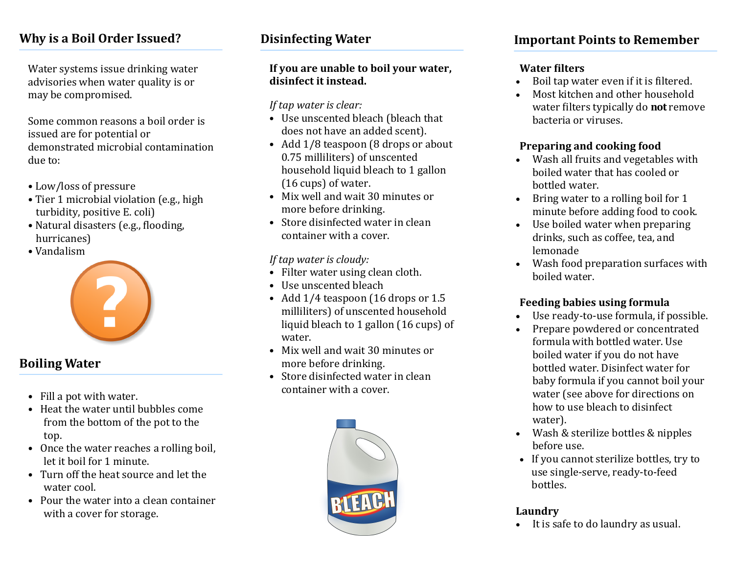## Why is a Boil Order Issued?

Water systems issue drinking water advisories when water quality is or may be compromised.

Some common reasons a boil order is issued are for potential or demonstrated microbial contamination due to:

- Low/loss of pressure
- Tier 1 microbial violation (e.g., high turbidity, positive E. coli)
- Natural disasters (e.g., flooding, hurricanes)
- Vandalism

## Boiling Water

- Fill a pot with water.
- Heat the water until bubbles come from the bottom of the pot to the top.
- Once the water reaches a rolling boil, let it boil for 1 minute.
- Turn off the heat source and let the water cool.
- Pour the water into a clean container with a cover for storage.

## Disinfecting Water

**If you are unable to boil your water, disinfect it instead.**

*If tap water is clear:*

- Use unscented bleach (bleach that does not have an added scent).
- Add 1/8 teaspoon (8 drops or about 0.75 milliliters) of unscented household liquid bleach to 1 gallon (16 cups) of water.
- Mix well and wait 30 minutes or more before drinking.
- Store disinfected water in clean container with a cover.

*If tap water is cloudy:*

- Filter water using clean cloth.
- Use unscented bleach
- Add 1/4 teaspoon (16 drops or 1.5 milliliters) of unscented household liquid bleach to 1 gallon (16 cups) of water.
- Mix well and wait 30 minutes or more before drinking.
- Store disinfected water in clean container with a cover.

## Important Points to Remember

### Water filters

- Boil tap water even if it is filtered.
- Most kitchen and other household water filters typically do **not** remove bacteria or viruses.

### Preparing and cooking food

- Wash all fruits and vegetables with boiled water that has cooled or bottled water.
- Bring water to a rolling boil for 1 minute before adding food to cook.
- Use boiled water when preparing drinks, such as coffee, tea, and lemonade
- Wash food preparation surfaces with boiled water.

### Feeding babies using formula

- Use ready-to-use formula, if possible.
- Prepare powdered or concentrated formula with bottled water. Use boiled water if you do not have bottled water. Disinfect water for baby formula if you cannot boil your water (see above for directions on how to use bleach to disinfect water).
- Wash & sterilize bottles & nipples before use.
- If you cannot sterilize bottles, try to use single-serve, ready-to-feed bottles.

### Laundry

- It is safe to do laundry as usual.